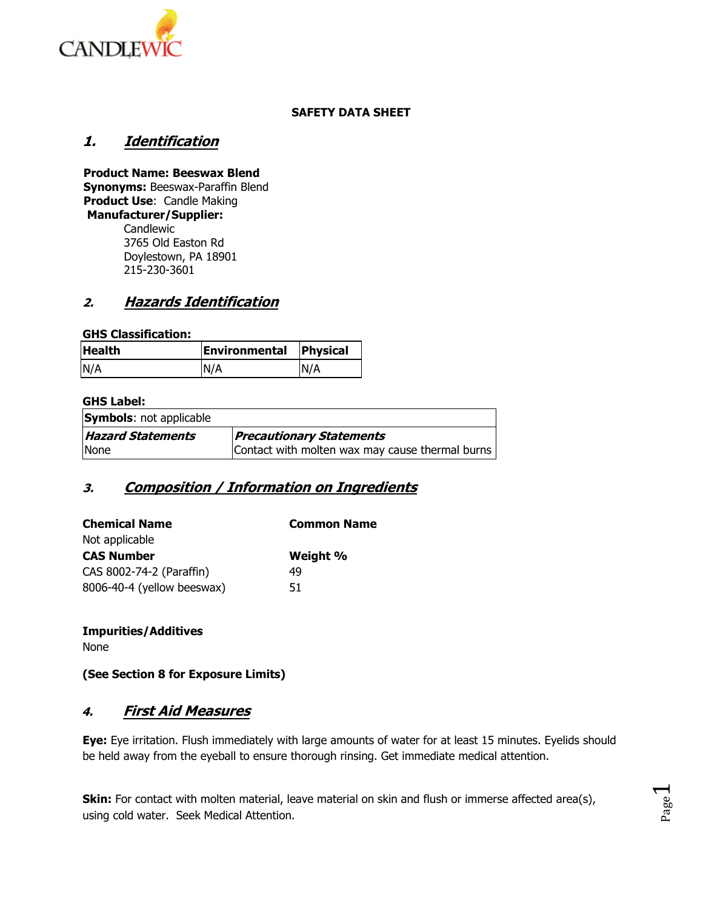CANDLEWIC

**SAFETY DATA SHEET**

## 1. *Identification*

**Product Name: Beeswax Blend**
**Synonyms:** Beeswax-Paraffin Blend
**Product Use**: Candle Making
**Manufacturer/Supplier:**
Candlewic
3765 Old Easton Rd
Doylestown, PA 18901
215-230-3601

## 2. *Hazards Identification*

**GHS Classification:**

| Health | Environmental | Physical |
|---|---|---|
| N/A | N/A | N/A |

**GHS Label:**

| **Symbols**: not applicable | |
|---|---|
| ***Hazard Statements*** None | ***Precautionary Statements*** Contact with molten wax may cause thermal burns |

## 3. *Composition / Information on Ingredients*

| Chemical Name | Common Name |
|---|---|
| Not applicable | |
| **CAS Number** | **Weight %** |
| CAS 8002-74-2 (Paraffin) | 49 |
| 8006-40-4 (yellow beeswax) | 51 |

**Impurities/Additives**
None

**(See Section 8 for Exposure Limits)**

## 4. *First Aid Measures*

**Eye:** Eye irritation. Flush immediately with large amounts of water for at least 15 minutes. Eyelids should be held away from the eyeball to ensure thorough rinsing. Get immediate medical attention.

**Skin:** For contact with molten material, leave material on skin and flush or immerse affected area(s), using cold water. Seek Medical Attention.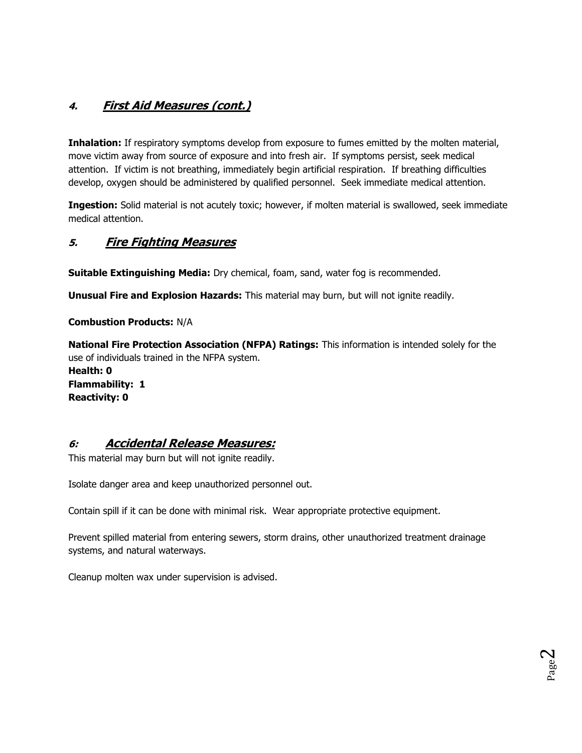## 4. *First Aid Measures (cont.)*

**Inhalation:** If respiratory symptoms develop from exposure to fumes emitted by the molten material, move victim away from source of exposure and into fresh air. If symptoms persist, seek medical attention. If victim is not breathing, immediately begin artificial respiration. If breathing difficulties develop, oxygen should be administered by qualified personnel. Seek immediate medical attention.

**Ingestion:** Solid material is not acutely toxic; however, if molten material is swallowed, seek immediate medical attention.

## 5. *Fire Fighting Measures*

**Suitable Extinguishing Media:** Dry chemical, foam, sand, water fog is recommended.

**Unusual Fire and Explosion Hazards:** This material may burn, but will not ignite readily.

**Combustion Products:** N/A

**National Fire Protection Association (NFPA) Ratings:** This information is intended solely for the use of individuals trained in the NFPA system.
**Health: 0**
**Flammability: 1**
**Reactivity: 0**

## 6: *Accidental Release Measures:*

This material may burn but will not ignite readily.

Isolate danger area and keep unauthorized personnel out.

Contain spill if it can be done with minimal risk. Wear appropriate protective equipment.

Prevent spilled material from entering sewers, storm drains, other unauthorized treatment drainage systems, and natural waterways.

Cleanup molten wax under supervision is advised.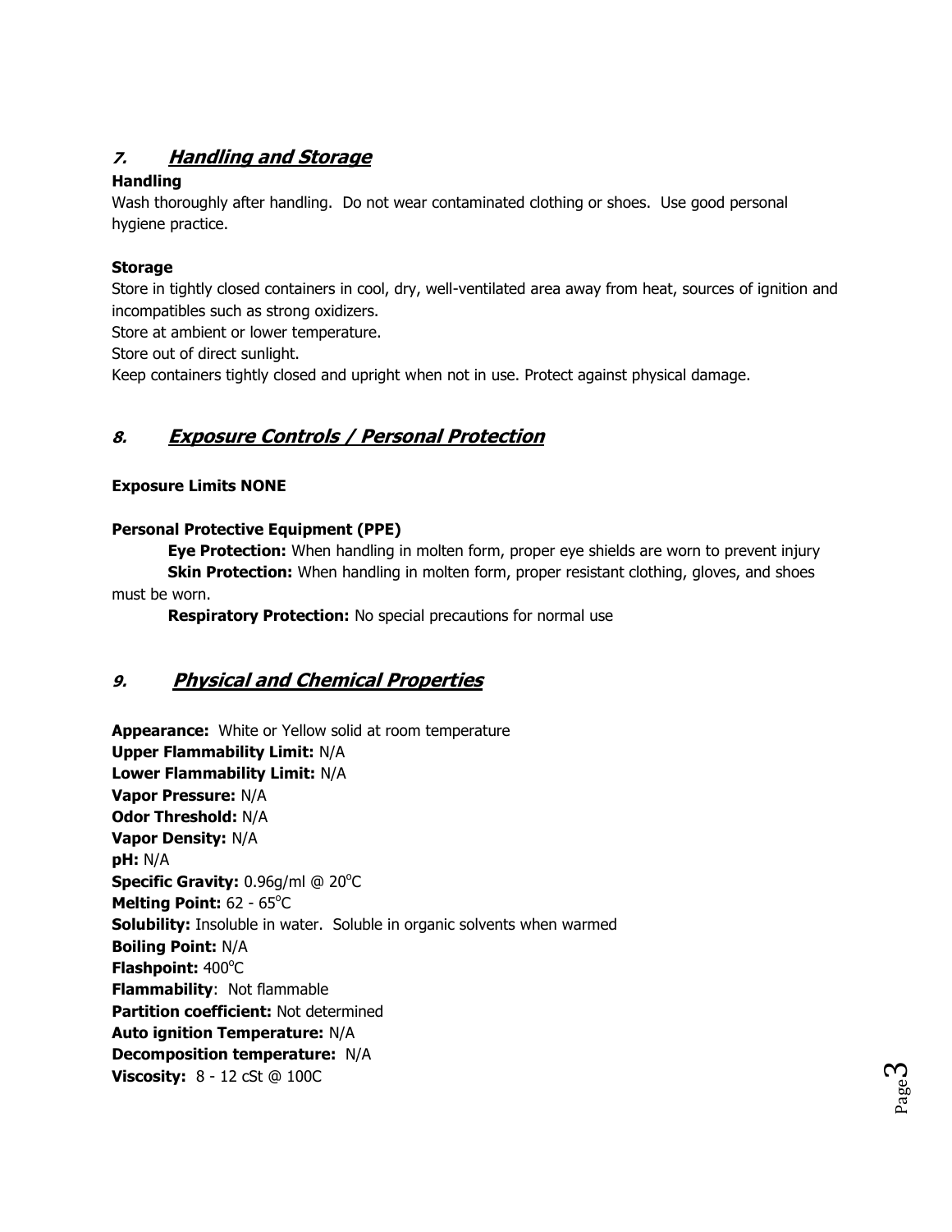## 7. *Handling and Storage*

**Handling**

Wash thoroughly after handling. Do not wear contaminated clothing or shoes. Use good personal hygiene practice.

**Storage**

Store in tightly closed containers in cool, dry, well-ventilated area away from heat, sources of ignition and incompatibles such as strong oxidizers.

Store at ambient or lower temperature.

Store out of direct sunlight.

Keep containers tightly closed and upright when not in use. Protect against physical damage.

## 8. *Exposure Controls / Personal Protection*

**Exposure Limits NONE**

**Personal Protective Equipment (PPE)**

**Eye Protection:** When handling in molten form, proper eye shields are worn to prevent injury

**Skin Protection:** When handling in molten form, proper resistant clothing, gloves, and shoes must be worn.

**Respiratory Protection:** No special precautions for normal use

## 9. *Physical and Chemical Properties*

**Appearance:** White or Yellow solid at room temperature
**Upper Flammability Limit:** N/A
**Lower Flammability Limit:** N/A
**Vapor Pressure:** N/A
**Odor Threshold:** N/A
**Vapor Density:** N/A
**pH:** N/A
**Specific Gravity:** 0.96g/ml @ 20°C
**Melting Point:** 62 - 65°C
**Solubility:** Insoluble in water. Soluble in organic solvents when warmed
**Boiling Point:** N/A
**Flashpoint:** 400°C
**Flammability**: Not flammable
**Partition coefficient:** Not determined
**Auto ignition Temperature:** N/A
**Decomposition temperature:** N/A
**Viscosity:** 8 - 12 cSt @ 100C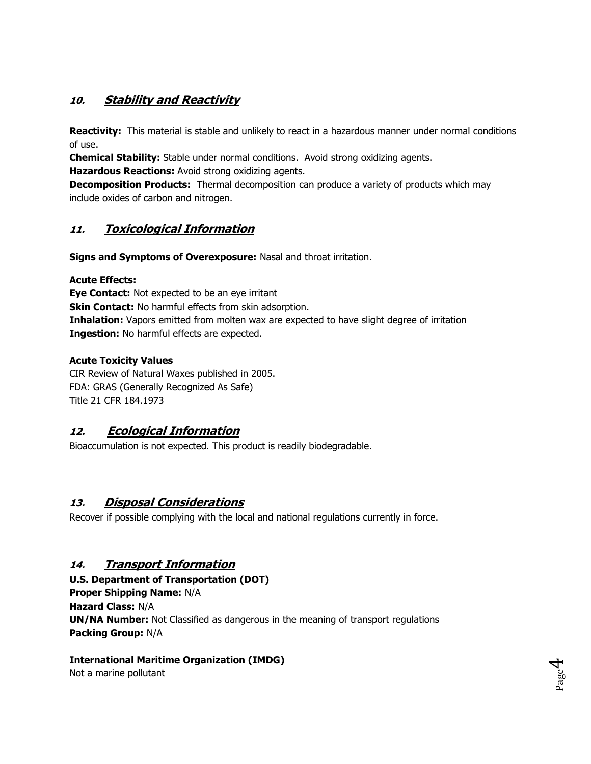## 10. ***Stability and Reactivity***

**Reactivity:** This material is stable and unlikely to react in a hazardous manner under normal conditions of use.
**Chemical Stability:** Stable under normal conditions. Avoid strong oxidizing agents.
**Hazardous Reactions:** Avoid strong oxidizing agents.
**Decomposition Products:** Thermal decomposition can produce a variety of products which may include oxides of carbon and nitrogen.

## 11. ***Toxicological Information***

**Signs and Symptoms of Overexposure:** Nasal and throat irritation.

**Acute Effects:**
**Eye Contact:** Not expected to be an eye irritant
**Skin Contact:** No harmful effects from skin adsorption.
**Inhalation:** Vapors emitted from molten wax are expected to have slight degree of irritation
**Ingestion:** No harmful effects are expected.

**Acute Toxicity Values**
CIR Review of Natural Waxes published in 2005.
FDA: GRAS (Generally Recognized As Safe)
Title 21 CFR 184.1973

## 12. ***Ecological Information***

Bioaccumulation is not expected. This product is readily biodegradable.

## 13. ***Disposal Considerations***

Recover if possible complying with the local and national regulations currently in force.

## 14. ***Transport Information***

**U.S. Department of Transportation (DOT)**
**Proper Shipping Name:** N/A
**Hazard Class:** N/A
**UN/NA Number:** Not Classified as dangerous in the meaning of transport regulations
**Packing Group:** N/A

**International Maritime Organization (IMDG)**
Not a marine pollutant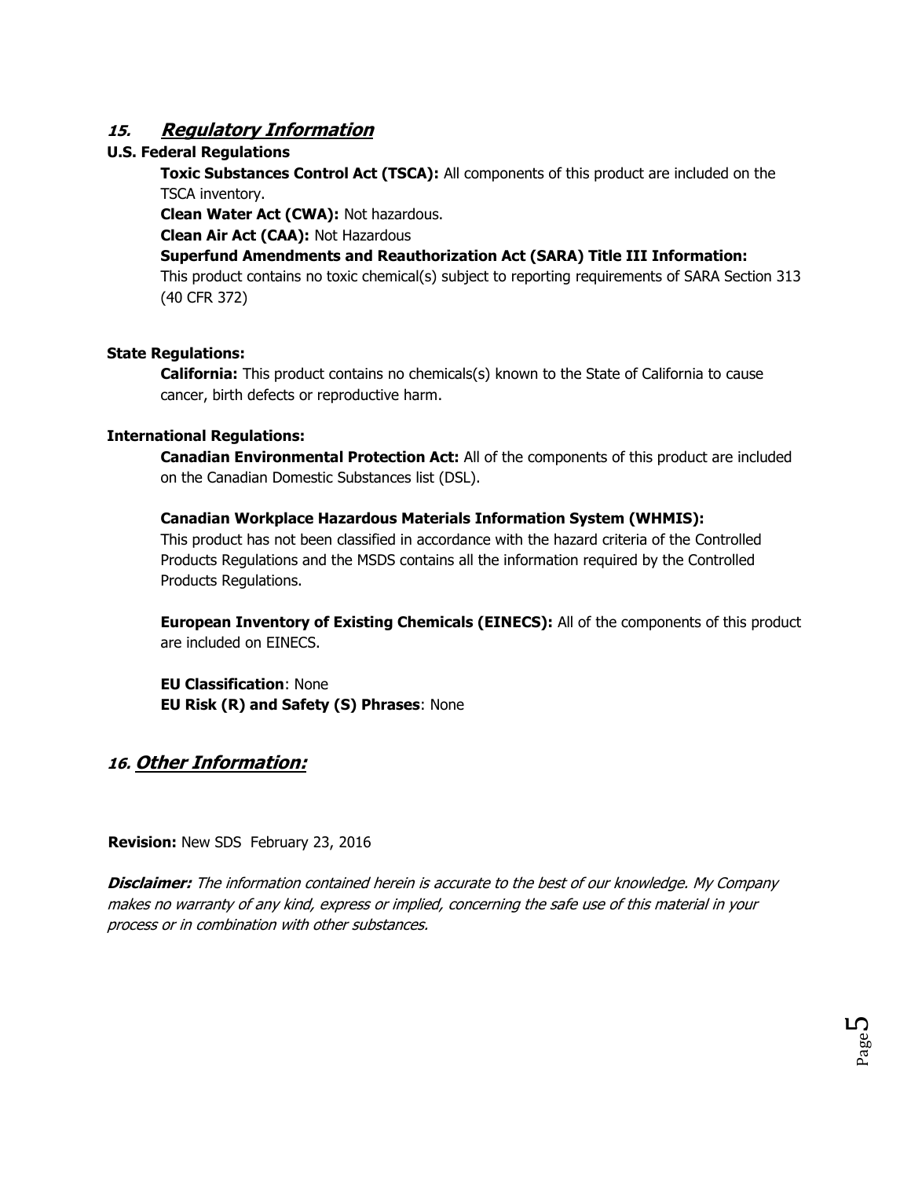## 15. Regulatory Information

**U.S. Federal Regulations**

**Toxic Substances Control Act (TSCA):** All components of this product are included on the TSCA inventory.

**Clean Water Act (CWA):** Not hazardous.

**Clean Air Act (CAA):** Not Hazardous

**Superfund Amendments and Reauthorization Act (SARA) Title III Information:**
This product contains no toxic chemical(s) subject to reporting requirements of SARA Section 313 (40 CFR 372)

**State Regulations:**

**California:** This product contains no chemicals(s) known to the State of California to cause cancer, birth defects or reproductive harm.

**International Regulations:**

**Canadian Environmental Protection Act:** All of the components of this product are included on the Canadian Domestic Substances list (DSL).

**Canadian Workplace Hazardous Materials Information System (WHMIS):**
This product has not been classified in accordance with the hazard criteria of the Controlled Products Regulations and the MSDS contains all the information required by the Controlled Products Regulations.

**European Inventory of Existing Chemicals (EINECS):** All of the components of this product are included on EINECS.

**EU Classification**: None
**EU Risk (R) and Safety (S) Phrases**: None

## 16. Other Information:

**Revision:** New SDS February 23, 2016

***Disclaimer:*** *The information contained herein is accurate to the best of our knowledge. My Company makes no warranty of any kind, express or implied, concerning the safe use of this material in your process or in combination with other substances.*